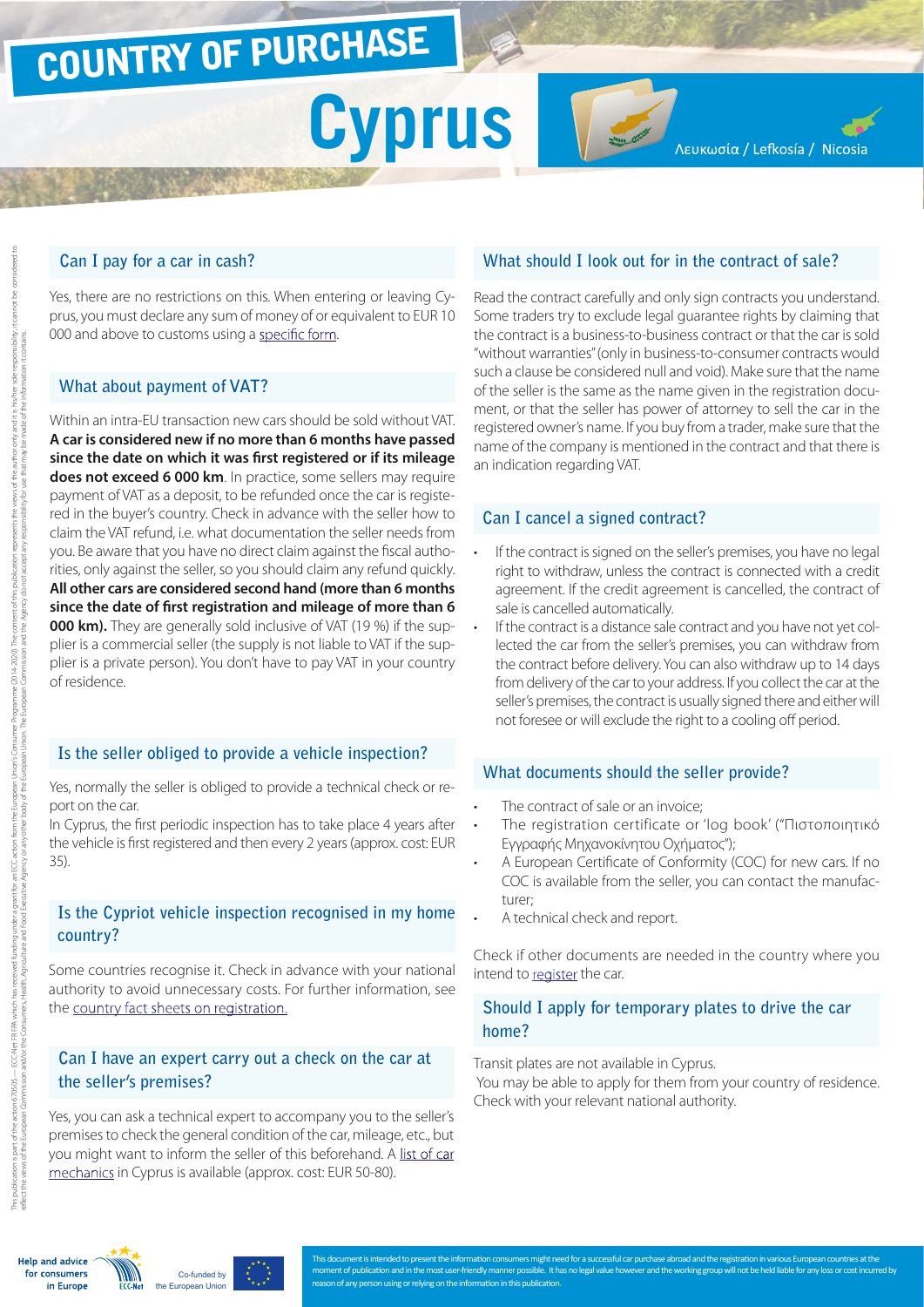# COUNTRY OF PURCHASE

# Cyprus

Λευκωσία / Lefkosía / Nicosia

## Can I pay for a car in cash?

Yes, there are no restrictions on this. When entering or leaving Cyprus, you must declare any sum of money of or equivalent to EUR 10 000 and above to customs using a specific form.

## What about payment of VAT?

Within an intra-EU transaction new cars should be sold without VAT. **A car is considered new if no more than 6 months have passed since the date on which it was first registered or if its mileage does not exceed 6 000 km**. In practice, some sellers may require payment of VAT as a deposit, to be refunded once the car is registered in the buyer's country. Check in advance with the seller how to claim the VAT refund, i.e. what documentation the seller needs from you. Be aware that you have no direct claim against the fiscal authorities, only against the seller, so you should claim any refund quickly. **All other cars are considered second hand (more than 6 months since the date of first registration and mileage of more than 6 000 km).** They are generally sold inclusive of VAT (19 %) if the supplier is a commercial seller (the supply is not liable to VAT if the supplier is a private person). You don't have to pay VAT in your country of residence.

## Is the seller obliged to provide a vehicle inspection?

Yes, normally the seller is obliged to provide a technical check or report on the car.

In Cyprus, the first periodic inspection has to take place 4 years after the vehicle is first registered and then every 2 years (approx. cost: EUR 35).

## Is the Cypriot vehicle inspection recognised in my home country?

Some countries recognise it. Check in advance with your national authority to avoid unnecessary costs. For further information, see the country fact sheets on registration.

## Can I have an expert carry out a check on the car at the seller's premises?

Yes, you can ask a technical expert to accompany you to the seller's premises to check the general condition of the car, mileage, etc., but you might want to inform the seller of this beforehand. A list of car mechanics in Cyprus is available (approx. cost: EUR 50-80).

## What should I look out for in the contract of sale?

Read the contract carefully and only sign contracts you understand. Some traders try to exclude legal guarantee rights by claiming that the contract is a business-to-business contract or that the car is sold "without warranties" (only in business-to-consumer contracts would such a clause be considered null and void). Make sure that the name of the seller is the same as the name given in the registration document, or that the seller has power of attorney to sell the car in the registered owner's name. If you buy from a trader, make sure that the name of the company is mentioned in the contract and that there is an indication regarding VAT.

## Can I cancel a signed contract?

- If the contract is signed on the seller's premises, you have no legal right to withdraw, unless the contract is connected with a credit agreement. If the credit agreement is cancelled, the contract of sale is cancelled automatically.
- If the contract is a distance sale contract and you have not yet collected the car from the seller's premises, you can withdraw from the contract before delivery. You can also withdraw up to 14 days from delivery of the car to your address. If you collect the car at the seller's premises, the contract is usually signed there and either will not foresee or will exclude the right to a cooling off period.

## What documents should the seller provide?

- The contract of sale or an invoice;
- The registration certificate or 'log book' ("Πιστοποιητικό Εγγραφής Μηχανοκίνητου Οχήματος");
- A European Certificate of Conformity (COC) for new cars. If no COC is available from the seller, you can contact the manufacturer;
- A technical check and report.

Check if other documents are needed in the country where you intend to register the car.

## Should I apply for temporary plates to drive the car home?

Transit plates are not available in Cyprus.

You may be able to apply for them from your country of residence. Check with your relevant national authority.

This document is intended to present the information consumers might need for a successful car purchase abroad and the registration in various European countries at the moment of publication and in the most user-friendly manner possible. It has no legal value however and the working group will not be held liable for any loss or cost incurred by reason of any person using or relying on the information in this publication.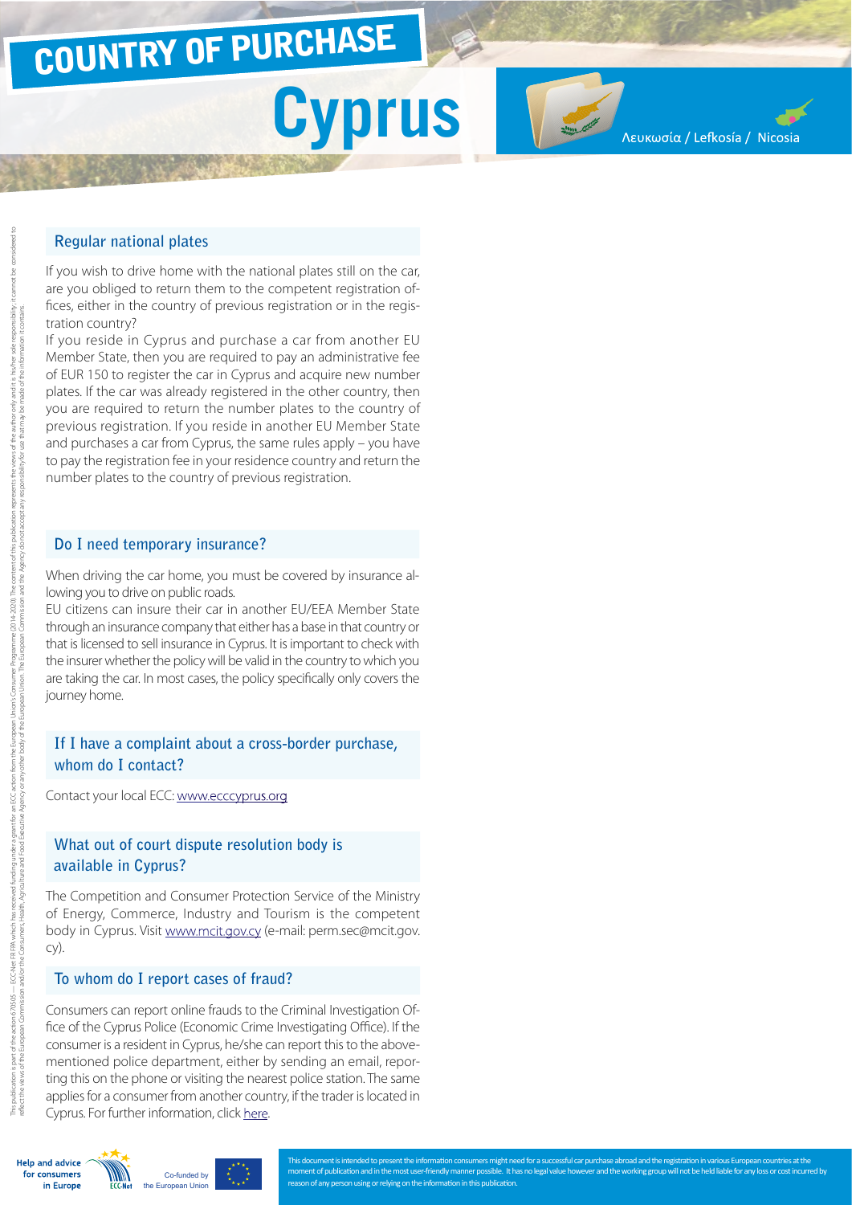# COUNTRY OF PURCHASE

# Cyprus

Λευκωσία / Lefkosía / Nicosia

## Regular national plates

If you wish to drive home with the national plates still on the car, are you obliged to return them to the competent registration offices, either in the country of previous registration or in the registration country?

If you reside in Cyprus and purchase a car from another EU Member State, then you are required to pay an administrative fee of EUR 150 to register the car in Cyprus and acquire new number plates. If the car was already registered in the other country, then you are required to return the number plates to the country of previous registration. If you reside in another EU Member State and purchases a car from Cyprus, the same rules apply – you have to pay the registration fee in your residence country and return the number plates to the country of previous registration.

## Do I need temporary insurance?

When driving the car home, you must be covered by insurance allowing you to drive on public roads.

EU citizens can insure their car in another EU/EEA Member State through an insurance company that either has a base in that country or that is licensed to sell insurance in Cyprus. It is important to check with the insurer whether the policy will be valid in the country to which you are taking the car. In most cases, the policy specifically only covers the journey home.

## If I have a complaint about a cross-border purchase, whom do I contact?

Contact your local ECC: www.ecccyprus.org

## What out of court dispute resolution body is available in Cyprus?

The Competition and Consumer Protection Service of the Ministry of Energy, Commerce, Industry and Tourism is the competent body in Cyprus. Visit www.mcit.gov.cy (e-mail: perm.sec@mcit.gov.cy).

## To whom do I report cases of fraud?

Consumers can report online frauds to the Criminal Investigation Office of the Cyprus Police (Economic Crime Investigating Office). If the consumer is a resident in Cyprus, he/she can report this to the above-mentioned police department, either by sending an email, reporting this on the phone or visiting the nearest police station. The same applies for a consumer from another country, if the trader is located in Cyprus. For further information, click here.

This publication is part of the action 670505 — ECC-Net FR FPA which has received funding under a grant for an ECC action from the European Union's Consumer Programme (2014-2020). The content of this publication represents the views of the author only and it is his/her sole responsibility; it cannot be considered to reflect the views of the European Commission and/or the Consumers, Health, Agriculture and Food Executive Agency or any other body of the European Union. The European Commission and the Agency do not accept any responsibility for use that may be made of the information it contains.

Help and advice for consumers in Europe — ECC-Net — Co-funded by the European Union

This document is intended to present the information consumers might need for a successful car purchase abroad and the registration in various European countries at the moment of publication and in the most user-friendly manner possible. It has no legal value however and the working group will not be held liable for any loss or cost incurred by reason of any person using or relying on the information in this publication.